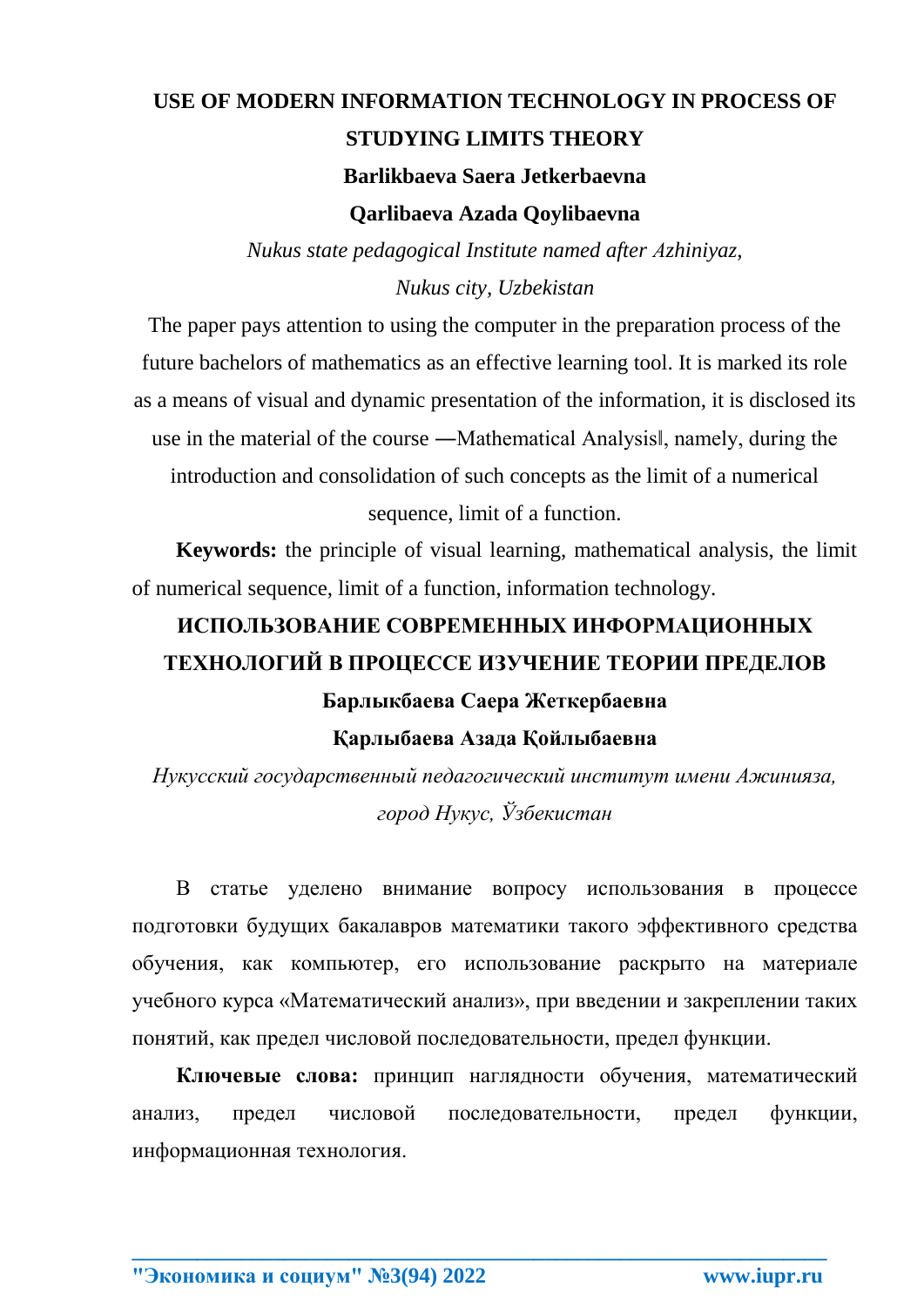# USE OF MODERN INFORMATION TECHNOLOGY IN PROCESS OF STUDYING LIMITS THEORY

**Barlikbaeva Saera Jetkerbaevna**

**Qarlibaeva Azada Qoylibaevna**

*Nukus state pedagogical Institute named after Azhiniyaz,*

*Nukus city, Uzbekistan*

The paper pays attention to using the computer in the preparation process of the future bachelors of mathematics as an effective learning tool. It is marked its role as a means of visual and dynamic presentation of the information, it is disclosed its use in the material of the course ―Mathematical Analysis‖, namely, during the introduction and consolidation of such concepts as the limit of a numerical sequence, limit of a function.

**Keywords:** the principle of visual learning, mathematical analysis, the limit of numerical sequence, limit of a function, information technology.

# ИСПОЛЬЗОВАНИЕ СОВРЕМЕННЫХ ИНФОРМАЦИОННЫХ ТЕХНОЛОГИЙ В ПРОЦЕССЕ ИЗУЧЕНИЕ ТЕОРИИ ПРЕДЕЛОВ

**Барлыкбаева Саера Жеткербаевна**

**Қарлыбаева Азада Қойлыбаевна**

*Нукусский государственный педагогический институт имени Ажинияза, город Нукус, Ўзбекистан*

В статье уделено внимание вопросу использования в процессе подготовки будущих бакалавров математики такого эффективного средства обучения, как компьютер, его использование раскрыто на материале учебного курса «Математический анализ», при введении и закреплении таких понятий, как предел числовой последовательности, предел функции.

**Ключевые слова:** принцип наглядности обучения, математический анализ, предел числовой последовательности, предел функции, информационная технология.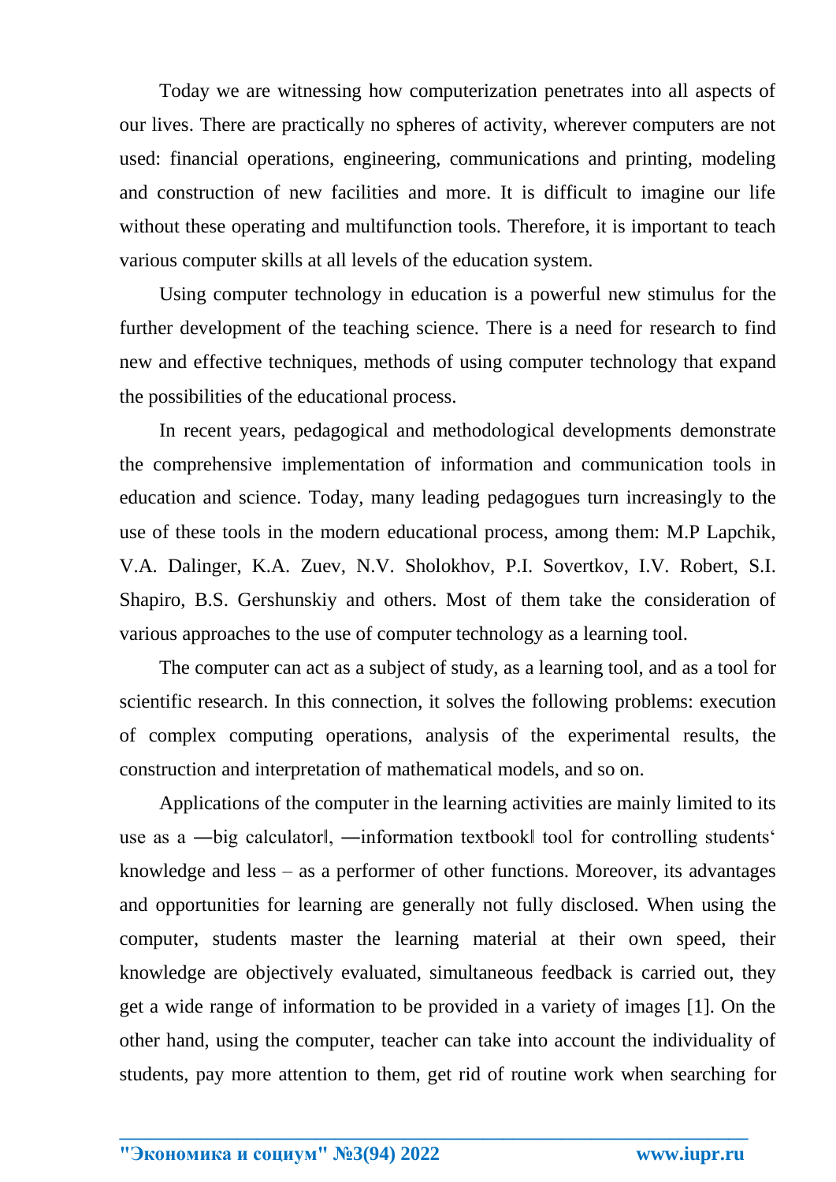Today we are witnessing how computerization penetrates into all aspects of our lives. There are practically no spheres of activity, wherever computers are not used: financial operations, engineering, communications and printing, modeling and construction of new facilities and more. It is difficult to imagine our life without these operating and multifunction tools. Therefore, it is important to teach various computer skills at all levels of the education system.

Using computer technology in education is a powerful new stimulus for the further development of the teaching science. There is a need for research to find new and effective techniques, methods of using computer technology that expand the possibilities of the educational process.

In recent years, pedagogical and methodological developments demonstrate the comprehensive implementation of information and communication tools in education and science. Today, many leading pedagogues turn increasingly to the use of these tools in the modern educational process, among them: M.P Lapchik, V.A. Dalinger, K.A. Zuev, N.V. Sholokhov, P.I. Sovertkov, I.V. Robert, S.I. Shapiro, B.S. Gershunskiy and others. Most of them take the consideration of various approaches to the use of computer technology as a learning tool.

The computer can act as a subject of study, as a learning tool, and as a tool for scientific research. In this connection, it solves the following problems: execution of complex computing operations, analysis of the experimental results, the construction and interpretation of mathematical models, and so on.

Applications of the computer in the learning activities are mainly limited to its use as a ―big calculator‖, ―information textbook‖ tool for controlling students' knowledge and less – as a performer of other functions. Moreover, its advantages and opportunities for learning are generally not fully disclosed. When using the computer, students master the learning material at their own speed, their knowledge are objectively evaluated, simultaneous feedback is carried out, they get a wide range of information to be provided in a variety of images [1]. On the other hand, using the computer, teacher can take into account the individuality of students, pay more attention to them, get rid of routine work when searching for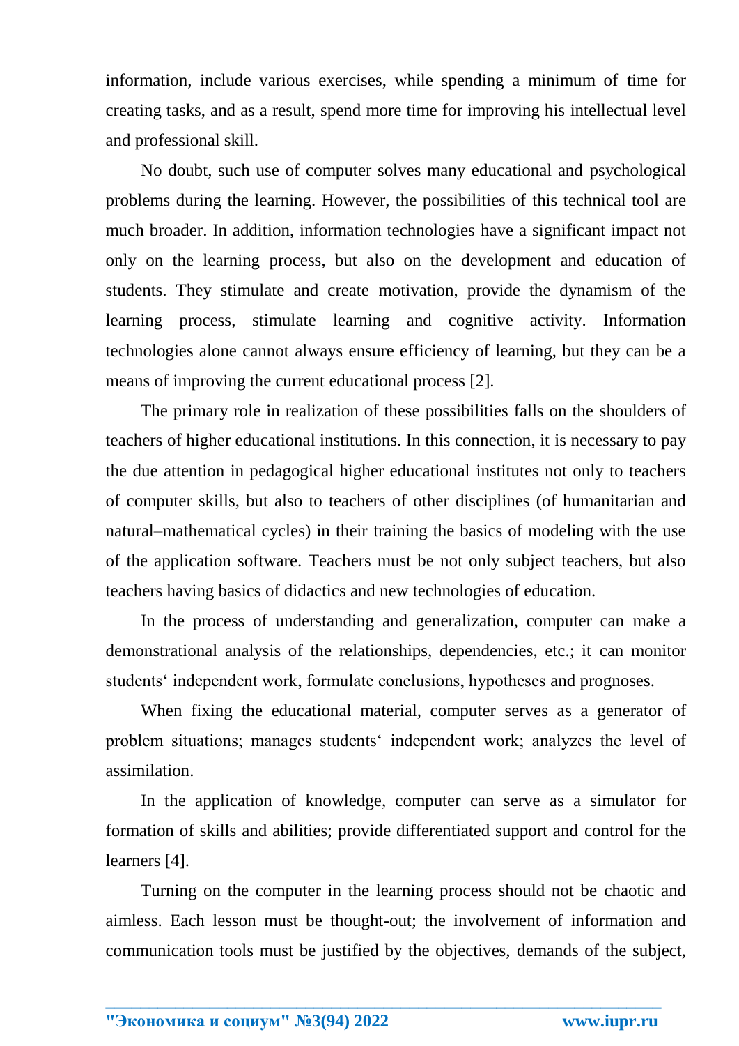information, include various exercises, while spending a minimum of time for creating tasks, and as a result, spend more time for improving his intellectual level and professional skill.

No doubt, such use of computer solves many educational and psychological problems during the learning. However, the possibilities of this technical tool are much broader. In addition, information technologies have a significant impact not only on the learning process, but also on the development and education of students. They stimulate and create motivation, provide the dynamism of the learning process, stimulate learning and cognitive activity. Information technologies alone cannot always ensure efficiency of learning, but they can be a means of improving the current educational process [2].

The primary role in realization of these possibilities falls on the shoulders of teachers of higher educational institutions. In this connection, it is necessary to pay the due attention in pedagogical higher educational institutes not only to teachers of computer skills, but also to teachers of other disciplines (of humanitarian and natural–mathematical cycles) in their training the basics of modeling with the use of the application software. Teachers must be not only subject teachers, but also teachers having basics of didactics and new technologies of education.

In the process of understanding and generalization, computer can make a demonstrational analysis of the relationships, dependencies, etc.; it can monitor students‘ independent work, formulate conclusions, hypotheses and prognoses.

When fixing the educational material, computer serves as a generator of problem situations; manages students‘ independent work; analyzes the level of assimilation.

In the application of knowledge, computer can serve as a simulator for formation of skills and abilities; provide differentiated support and control for the learners [4].

Turning on the computer in the learning process should not be chaotic and aimless. Each lesson must be thought-out; the involvement of information and communication tools must be justified by the objectives, demands of the subject,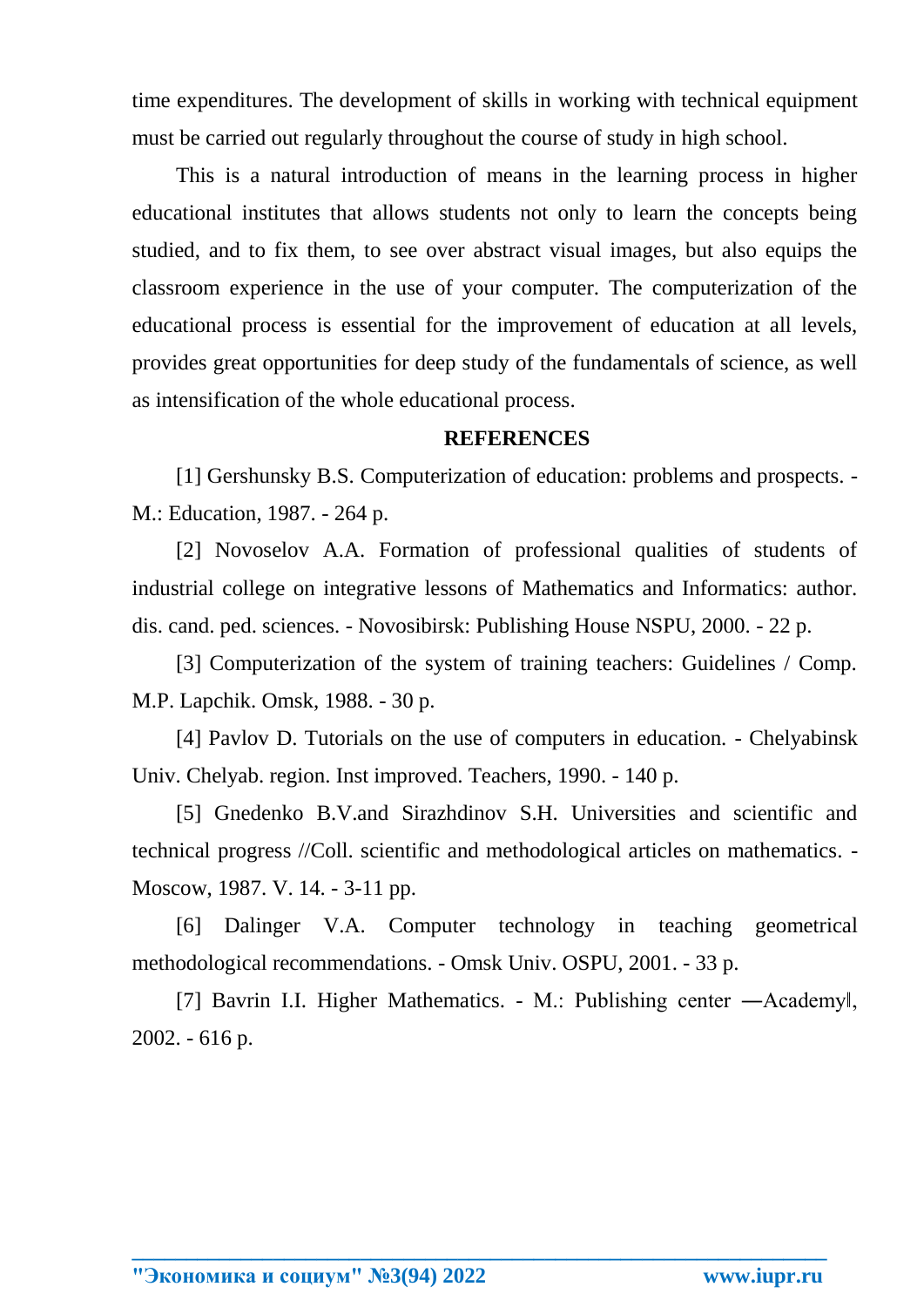time expenditures. The development of skills in working with technical equipment must be carried out regularly throughout the course of study in high school.

This is a natural introduction of means in the learning process in higher educational institutes that allows students not only to learn the concepts being studied, and to fix them, to see over abstract visual images, but also equips the classroom experience in the use of your computer. The computerization of the educational process is essential for the improvement of education at all levels, provides great opportunities for deep study of the fundamentals of science, as well as intensification of the whole educational process.

**REFERENCES**

[1] Gershunsky B.S. Computerization of education: problems and prospects. - M.: Education, 1987. - 264 p.

[2] Novoselov A.A. Formation of professional qualities of students of industrial college on integrative lessons of Mathematics and Informatics: author. dis. cand. ped. sciences. - Novosibirsk: Publishing House NSPU, 2000. - 22 p.

[3] Computerization of the system of training teachers: Guidelines / Comp. M.P. Lapchik. Omsk, 1988. - 30 p.

[4] Pavlov D. Tutorials on the use of computers in education. - Chelyabinsk Univ. Chelyab. region. Inst improved. Teachers, 1990. - 140 p.

[5] Gnedenko B.V.and Sirazhdinov S.H. Universities and scientific and technical progress //Coll. scientific and methodological articles on mathematics. - Moscow, 1987. V. 14. - 3-11 pp.

[6] Dalinger V.A. Computer technology in teaching geometrical methodological recommendations. - Omsk Univ. OSPU, 2001. - 33 p.

[7] Bavrin I.I. Higher Mathematics. - M.: Publishing center ―Academy‖, 2002. - 616 p.